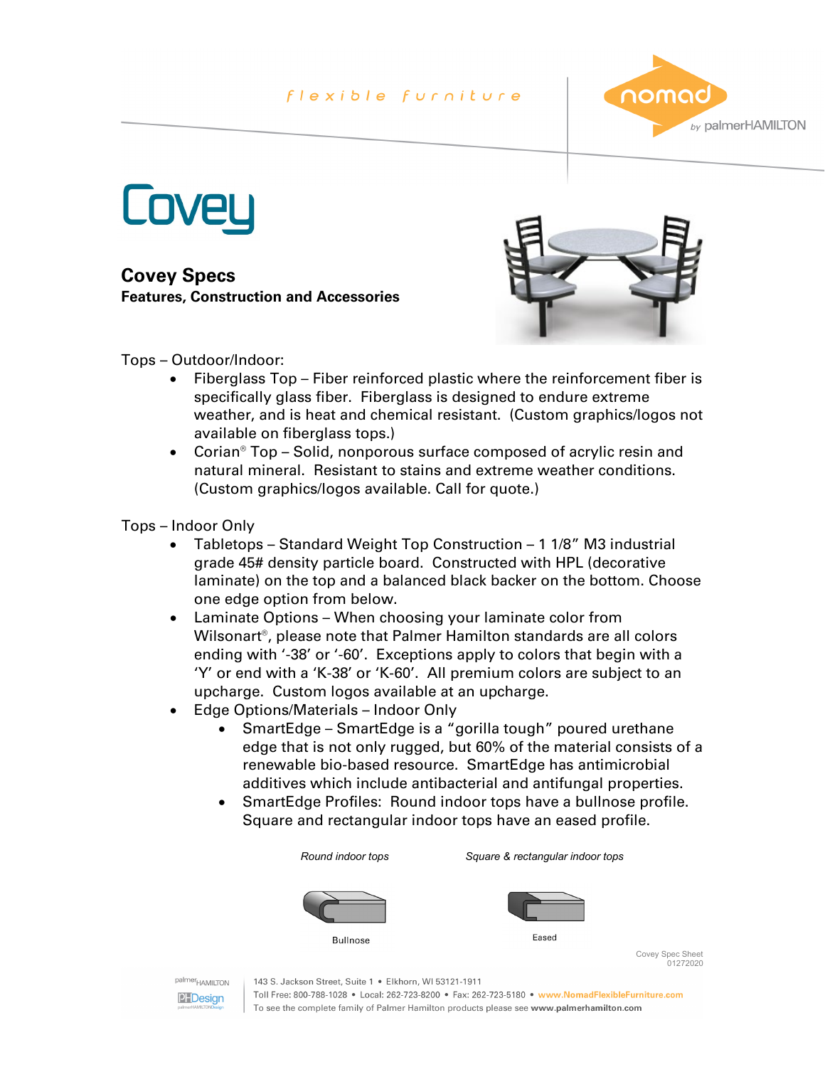flexible furniture

# Covey

## Covey Specs

**Features, Construction and Accessories**

Tops – Outdoor/Indoor:

- Fiberglass Top – Fiber reinforced plastic where the reinforcement fiber is specifically glass fiber. Fiberglass is designed to endure extreme weather, and is heat and chemical resistant. (Custom graphics/logos not available on fiberglass tops.)
- Corian® Top – Solid, nonporous surface composed of acrylic resin and natural mineral. Resistant to stains and extreme weather conditions. (Custom graphics/logos available. Call for quote.)

Tops – Indoor Only

- Tabletops – Standard Weight Top Construction – 1 1/8" M3 industrial grade 45# density particle board. Constructed with HPL (decorative laminate) on the top and a balanced black backer on the bottom. Choose one edge option from below.
- Laminate Options – When choosing your laminate color from Wilsonart®, please note that Palmer Hamilton standards are all colors ending with '-38' or '-60'. Exceptions apply to colors that begin with a 'Y' or end with a 'K-38' or 'K-60'. All premium colors are subject to an upcharge. Custom logos available at an upcharge.
- Edge Options/Materials – Indoor Only
    - SmartEdge – SmartEdge is a "gorilla tough" poured urethane edge that is not only rugged, but 60% of the material consists of a renewable bio-based resource. SmartEdge has antimicrobial additives which include antibacterial and antifungal properties.
    - SmartEdge Profiles: Round indoor tops have a bullnose profile. Square and rectangular indoor tops have an eased profile.

*Round indoor tops*

Bullnose

*Square & rectangular indoor tops*

Eased

Covey Spec Sheet
01272020

143 S. Jackson Street, Suite 1 • Elkhorn, WI 53121-1911
Toll Free: 800-788-1028 • Local: 262-723-8200 • Fax: 262-723-5180 • www.NomadFlexibleFurniture.com
To see the complete family of Palmer Hamilton products please see www.palmerhamilton.com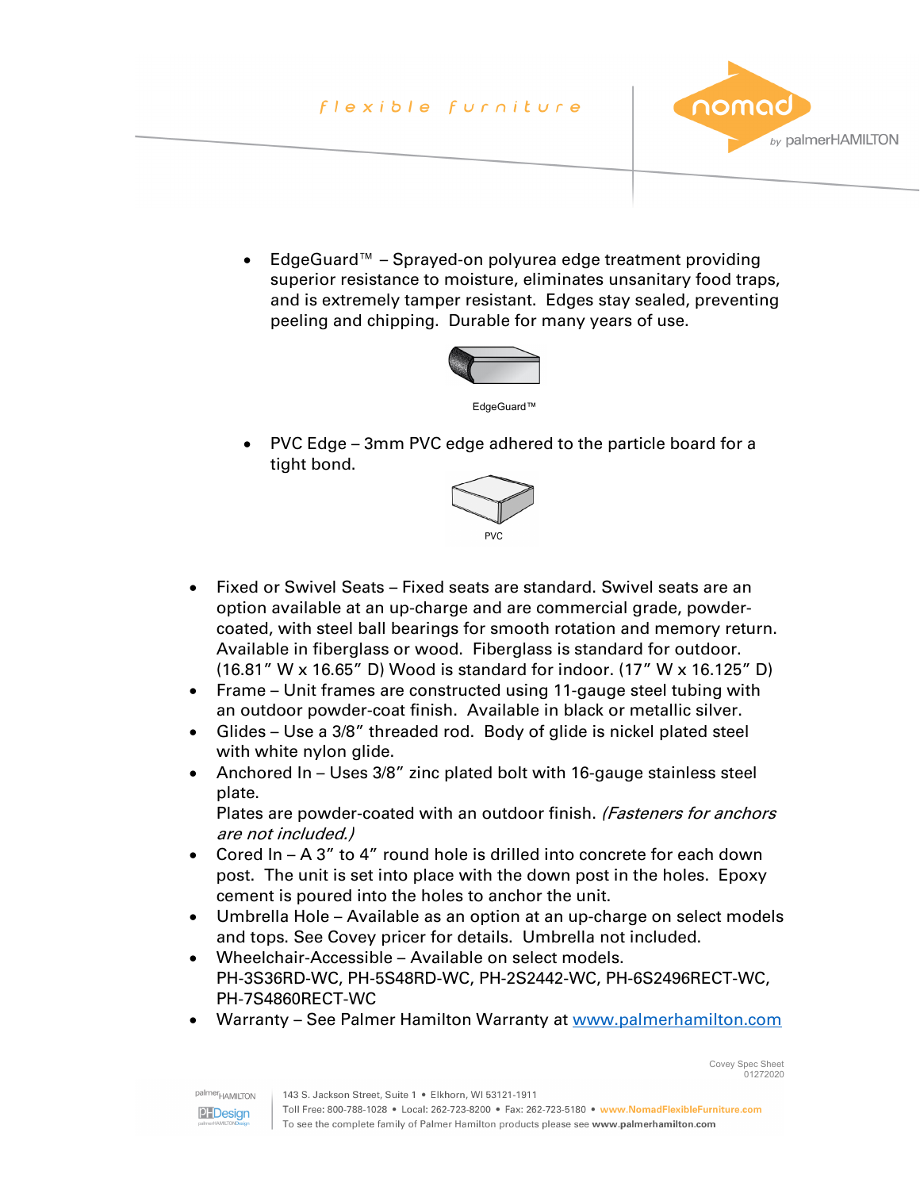- EdgeGuard™ – Sprayed-on polyurea edge treatment providing superior resistance to moisture, eliminates unsanitary food traps, and is extremely tamper resistant. Edges stay sealed, preventing peeling and chipping. Durable for many years of use.

  EdgeGuard™

- PVC Edge – 3mm PVC edge adhered to the particle board for a tight bond.

  PVC

- Fixed or Swivel Seats – Fixed seats are standard. Swivel seats are an option available at an up-charge and are commercial grade, powder-coated, with steel ball bearings for smooth rotation and memory return. Available in fiberglass or wood. Fiberglass is standard for outdoor. (16.81" W x 16.65" D) Wood is standard for indoor. (17" W x 16.125" D)
- Frame – Unit frames are constructed using 11-gauge steel tubing with an outdoor powder-coat finish. Available in black or metallic silver.
- Glides – Use a 3/8" threaded rod. Body of glide is nickel plated steel with white nylon glide.
- Anchored In – Uses 3/8" zinc plated bolt with 16-gauge stainless steel plate.
  Plates are powder-coated with an outdoor finish. *(Fasteners for anchors are not included.)*
- Cored In – A 3" to 4" round hole is drilled into concrete for each down post. The unit is set into place with the down post in the holes. Epoxy cement is poured into the holes to anchor the unit.
- Umbrella Hole – Available as an option at an up-charge on select models and tops. See Covey pricer for details. Umbrella not included.
- Wheelchair-Accessible – Available on select models.
  PH-3S36RD-WC, PH-5S48RD-WC, PH-2S2442-WC, PH-6S2496RECT-WC, PH-7S4860RECT-WC
- Warranty – See Palmer Hamilton Warranty at [www.palmerhamilton.com](www.palmerhamilton.com)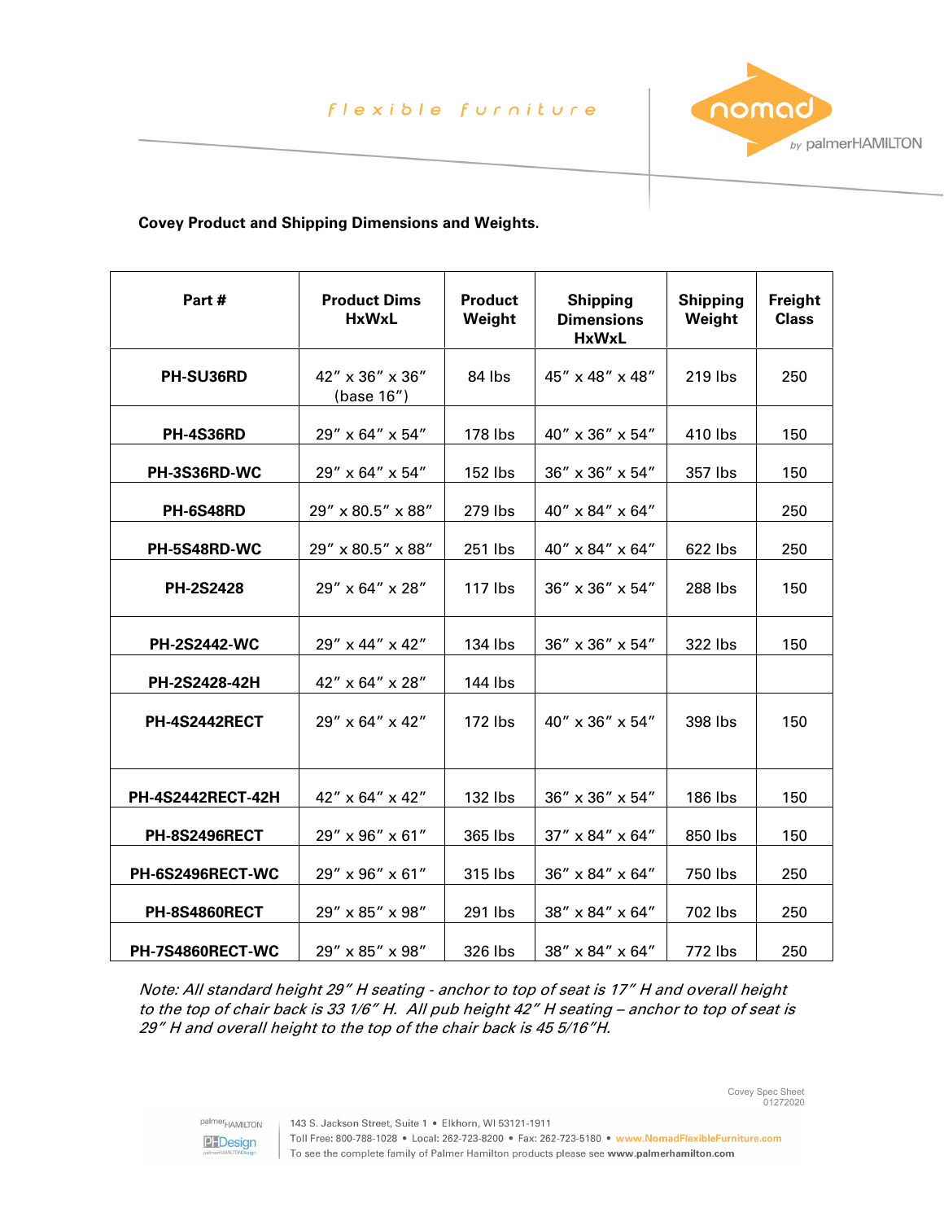flexible furniture

nomad by palmerHAMILTON

**Covey Product and Shipping Dimensions and Weights.**

| Part # | Product Dims HxWxL | Product Weight | Shipping Dimensions HxWxL | Shipping Weight | Freight Class |
|---|---|---|---|---|---|
| **PH-SU36RD** | 42" x 36" x 36" (base 16") | 84 lbs | 45" x 48" x 48" | 219 lbs | 250 |
| **PH-4S36RD** | 29" x 64" x 54" | 178 lbs | 40" x 36" x 54" | 410 lbs | 150 |
| **PH-3S36RD-WC** | 29" x 64" x 54" | 152 lbs | 36" x 36" x 54" | 357 lbs | 150 |
| **PH-6S48RD** | 29" x 80.5" x 88" | 279 lbs | 40" x 84" x 64" | | 250 |
| **PH-5S48RD-WC** | 29" x 80.5" x 88" | 251 lbs | 40" x 84" x 64" | 622 lbs | 250 |
| **PH-2S2428** | 29" x 64" x 28" | 117 lbs | 36" x 36" x 54" | 288 lbs | 150 |
| **PH-2S2442-WC** | 29" x 44" x 42" | 134 lbs | 36" x 36" x 54" | 322 lbs | 150 |
| **PH-2S2428-42H** | 42" x 64" x 28" | 144 lbs | | | |
| **PH-4S2442RECT** | 29" x 64" x 42" | 172 lbs | 40" x 36" x 54" | 398 lbs | 150 |
| **PH-4S2442RECT-42H** | 42" x 64" x 42" | 132 lbs | 36" x 36" x 54" | 186 lbs | 150 |
| **PH-8S2496RECT** | 29" x 96" x 61" | 365 lbs | 37" x 84" x 64" | 850 lbs | 150 |
| **PH-6S2496RECT-WC** | 29" x 96" x 61" | 315 lbs | 36" x 84" x 64" | 750 lbs | 250 |
| **PH-8S4860RECT** | 29" x 85" x 98" | 291 lbs | 38" x 84" x 64" | 702 lbs | 250 |
| **PH-7S4860RECT-WC** | 29" x 85" x 98" | 326 lbs | 38" x 84" x 64" | 772 lbs | 250 |

*Note: All standard height 29" H seating - anchor to top of seat is 17" H and overall height to the top of chair back is 33 1/6" H. All pub height 42" H seating – anchor to top of seat is 29" H and overall height to the top of the chair back is 45 5/16"H.*

Covey Spec Sheet
01272020

143 S. Jackson Street, Suite 1 • Elkhorn, WI 53121-1911
Toll Free: 800-788-1028 • Local: 262-723-8200 • Fax: 262-723-5180 • www.NomadFlexibleFurniture.com
To see the complete family of Palmer Hamilton products please see www.palmerhamilton.com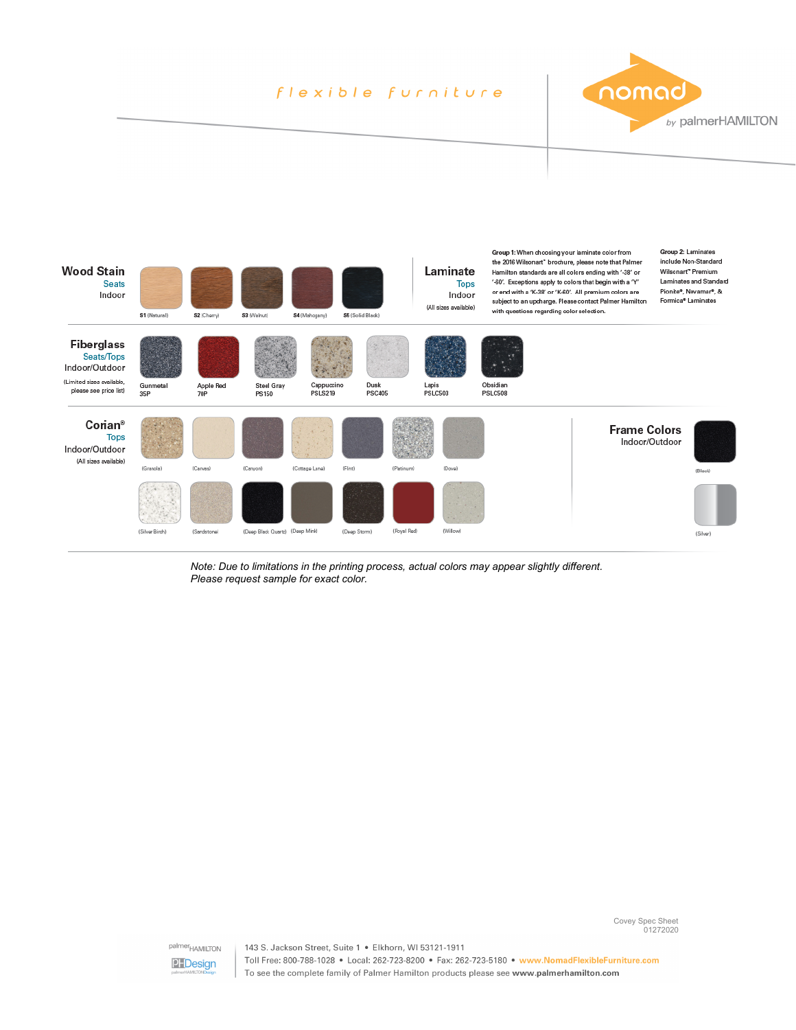flexible furniture

nomad by palmerHAMILTON

## Wood Stain
Seats
Indoor

S1 (Natural) S2 (Cherry) S3 (Walnut) S4 (Mahogany) S5 (Solid Black)

## Laminate
Tops
Indoor
(All sizes available)

**Group 1:** When choosing your laminate color from the 2016 Wilsonart® brochure, please note that Palmer Hamilton standards are all colors ending with '-38' or '-60'. Exceptions apply to colors that begin with a 'Y' or end with a 'K-38' or 'K-60'. All premium colors are subject to an upcharge. Please contact Palmer Hamilton with questions regarding color selection.

**Group 2:** Laminates include Non-Standard Wilsonart® Premium Laminates and Standard Pionite®, Nevamar®, & Formica® Laminates

## Fiberglass
Seats/Tops
Indoor/Outdoor
(Limited sizes available, please see price list)

Gunmetal 35P
Apple Red 70P
Steel Gray PS150
Cappuccino PSLS219
Dusk PSC405
Lapis PSLC503
Obsidian PSLC508

## Corian®
Tops
Indoor/Outdoor
(All sizes available)

(Granola) (Canvas) (Canyon) (Cottage Lane) (Flint) (Platinum) (Dove)
(Silver Birch) (Sandstone) (Deep Black Quartz) (Deep Mink) (Deep Storm) (Royal Red) (Willow)

## Frame Colors
Indoor/Outdoor

(Black)
(Silver)

*Note: Due to limitations in the printing process, actual colors may appear slightly different. Please request sample for exact color.*

Covey Spec Sheet
01272020

palmerHAMILTON
PHDesign

143 S. Jackson Street, Suite 1 • Elkhorn, WI 53121-1911
Toll Free: 800-788-1028 • Local: 262-723-8200 • Fax: 262-723-5180 • www.NomadFlexibleFurniture.com
To see the complete family of Palmer Hamilton products please see www.palmerhamilton.com